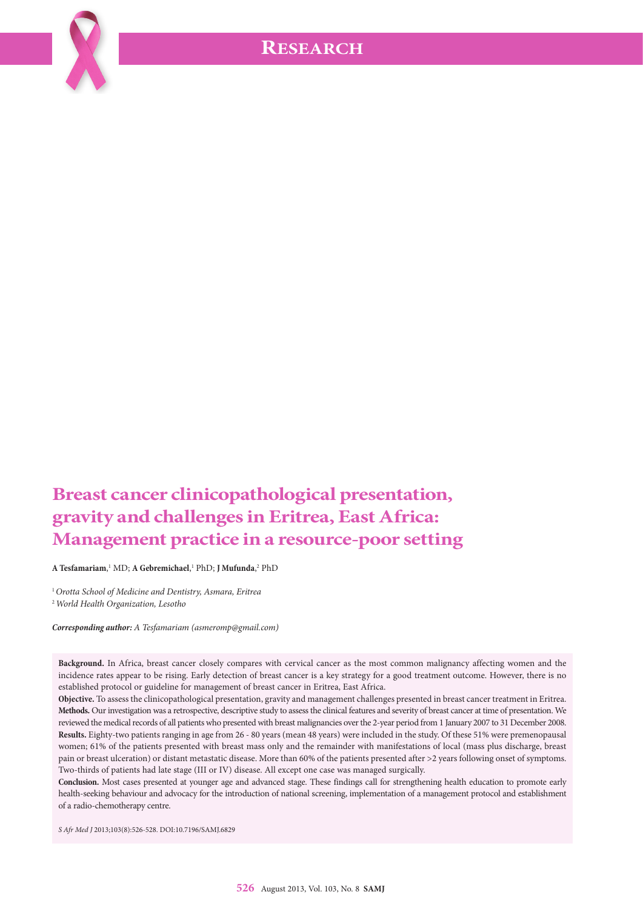**Research**

# Breast cancer clinicopathological presentation, gravity and challenges in Eritrea, East Africa: Management practice in a resource-poor setting

**A Tesfamariam**,[1] MD; **A Gebremichael**,[1] PhD; **J Mufunda**,[2] PhD

[1] *Orotta School of Medicine and Dentistry, Asmara, Eritrea*
[2] *World Health Organization, Lesotho*

***Corresponding author:*** *A Tesfamariam (asmerompp@gmail.com)*

**Background.** In Africa, breast cancer closely compares with cervical cancer as the most common malignancy affecting women and the incidence rates appear to be rising. Early detection of breast cancer is a key strategy for a good treatment outcome. However, there is no established protocol or guideline for management of breast cancer in Eritrea, East Africa.

**Objective.** To assess the clinicopathological presentation, gravity and management challenges presented in breast cancer treatment in Eritrea.

**Methods.** Our investigation was a retrospective, descriptive study to assess the clinical features and severity of breast cancer at time of presentation. We reviewed the medical records of all patients who presented with breast malignancies over the 2-year period from 1 January 2007 to 31 December 2008.

**Results.** Eighty-two patients ranging in age from 26 - 80 years (mean 48 years) were included in the study. Of these 51% were premenopausal women; 61% of the patients presented with breast mass only and the remainder with manifestations of local (mass plus discharge, breast pain or breast ulceration) or distant metastatic disease. More than 60% of the patients presented after >2 years following onset of symptoms. Two-thirds of patients had late stage (III or IV) disease. All except one case was managed surgically.

**Conclusion.** Most cases presented at younger age and advanced stage. These findings call for strengthening health education to promote early health-seeking behaviour and advocacy for the introduction of national screening, implementation of a management protocol and establishment of a radio-chemotherapy centre.

*S Afr Med J* 2013;103(8):526-528. DOI:10.7196/SAMJ.6829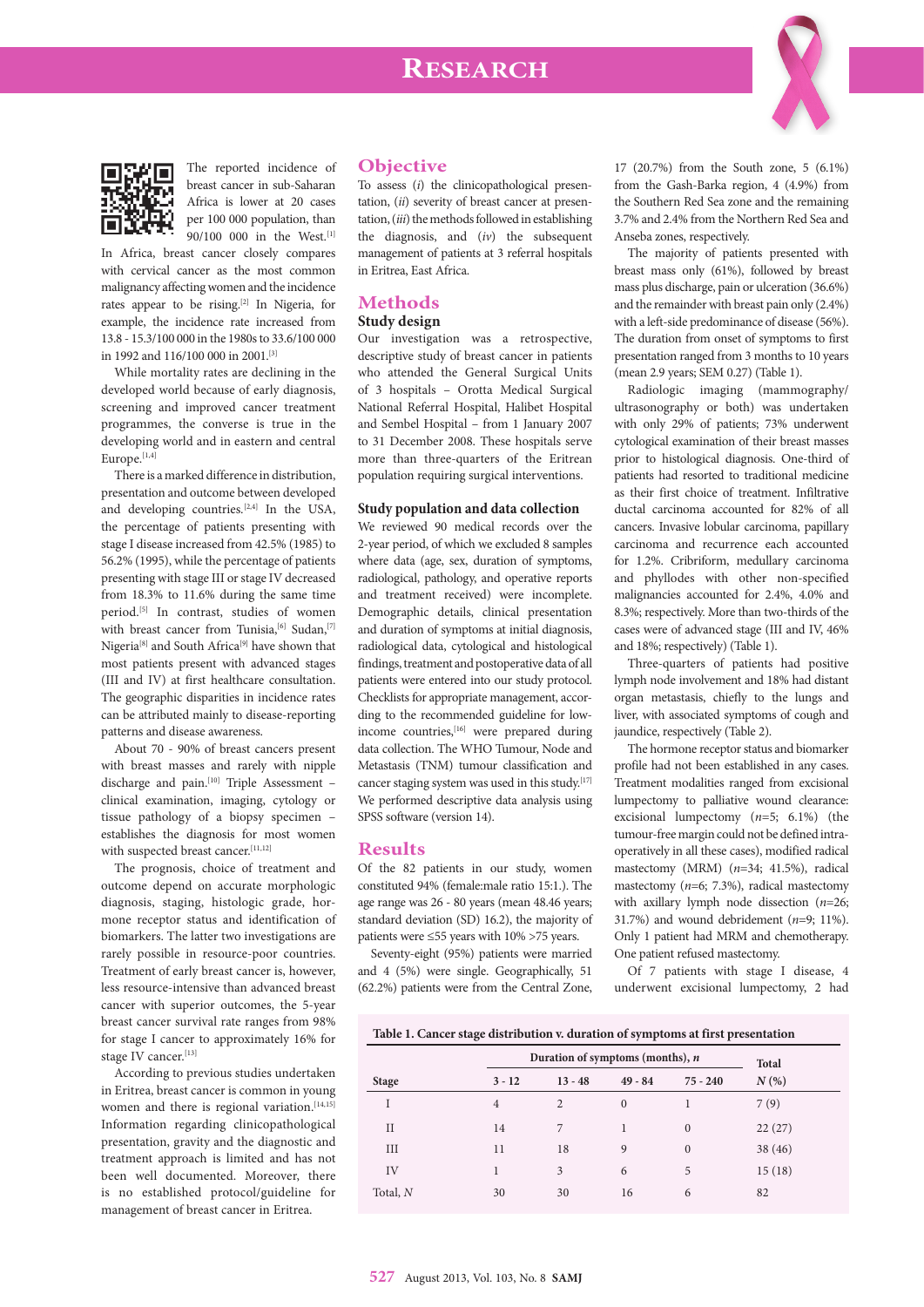The reported incidence of breast cancer in sub-Saharan Africa is lower at 20 cases per 100 000 population, than 90/100 000 in the West.[1] In Africa, breast cancer closely compares with cervical cancer as the most common malignancy affecting women and the incidence rates appear to be rising.[2] In Nigeria, for example, the incidence rate increased from 13.8 - 15.3/100 000 in the 1980s to 33.6/100 000 in 1992 and 116/100 000 in 2001.[3]

While mortality rates are declining in the developed world because of early diagnosis, screening and improved cancer treatment programmes, the converse is true in the developing world and in eastern and central Europe.[1,4]

There is a marked difference in distribution, presentation and outcome between developed and developing countries.[2,4] In the USA, the percentage of patients presenting with stage I disease increased from 42.5% (1985) to 56.2% (1995), while the percentage of patients presenting with stage III or stage IV decreased from 18.3% to 11.6% during the same time period.[5] In contrast, studies of women with breast cancer from Tunisia,[6] Sudan,[7] Nigeria[8] and South Africa[9] have shown that most patients present with advanced stages (III and IV) at first healthcare consultation. The geographic disparities in incidence rates can be attributed mainly to disease-reporting patterns and disease awareness.

About 70 - 90% of breast cancers present with breast masses and rarely with nipple discharge and pain.[10] Triple Assessment – clinical examination, imaging, cytology or tissue pathology of a biopsy specimen – establishes the diagnosis for most women with suspected breast cancer.[11,12]

The prognosis, choice of treatment and outcome depend on accurate morphologic diagnosis, staging, histologic grade, hormone receptor status and identification of biomarkers. The latter two investigations are rarely possible in resource-poor countries. Treatment of early breast cancer is, however, less resource-intensive than advanced breast cancer with superior outcomes, the 5-year breast cancer survival rate ranges from 98% for stage I cancer to approximately 16% for stage IV cancer.[13]

According to previous studies undertaken in Eritrea, breast cancer is common in young women and there is regional variation.[14,15] Information regarding clinicopathological presentation, gravity and the diagnostic and treatment approach is limited and has not been well documented. Moreover, there is no established protocol/guideline for management of breast cancer in Eritrea.

## Objective

To assess (*i*) the clinicopathological presentation, (*ii*) severity of breast cancer at presentation, (*iii*) the methods followed in establishing the diagnosis, and (*iv*) the subsequent management of patients at 3 referral hospitals in Eritrea, East Africa.

## Methods

### Study design

Our investigation was a retrospective, descriptive study of breast cancer in patients who attended the General Surgical Units of 3 hospitals – Orotta Medical Surgical National Referral Hospital, Halibet Hospital and Sembel Hospital – from 1 January 2007 to 31 December 2008. These hospitals serve more than three-quarters of the Eritrean population requiring surgical interventions.

### Study population and data collection

We reviewed 90 medical records over the 2-year period, of which we excluded 8 samples where data (age, sex, duration of symptoms, radiological, pathology, and operative reports and treatment received) were incomplete. Demographic details, clinical presentation and duration of symptoms at initial diagnosis, radiological data, cytological and histological findings, treatment and postoperative data of all patients were entered into our study protocol. Checklists for appropriate management, according to the recommended guideline for low-income countries,[16] were prepared during data collection. The WHO Tumour, Node and Metastasis (TNM) tumour classification and cancer staging system was used in this study.[17] We performed descriptive data analysis using SPSS software (version 14).

## Results

Of the 82 patients in our study, women constituted 94% (female:male ratio 15:1.). The age range was 26 - 80 years (mean 48.46 years; standard deviation (SD) 16.2), the majority of patients were ≤55 years with 10% >75 years.

Seventy-eight (95%) patients were married and 4 (5%) were single. Geographically, 51 (62.2%) patients were from the Central Zone, 17 (20.7%) from the South zone, 5 (6.1%) from the Gash-Barka region, 4 (4.9%) from the Southern Red Sea zone and the remaining 3.7% and 2.4% from the Northern Red Sea and Anseba zones, respectively.

The majority of patients presented with breast mass only (61%), followed by breast mass plus discharge, pain or ulceration (36.6%) and the remainder with breast pain only (2.4%) with a left-side predominance of disease (56%). The duration from onset of symptoms to first presentation ranged from 3 months to 10 years (mean 2.9 years; SEM 0.27) (Table 1).

Radiologic imaging (mammography/ultrasonography or both) was undertaken with only 29% of patients; 73% underwent cytological examination of their breast masses prior to histological diagnosis. One-third of patients had resorted to traditional medicine as their first choice of treatment. Infiltrative ductal carcinoma accounted for 82% of all cancers. Invasive lobular carcinoma, papillary carcinoma and recurrence each accounted for 1.2%. Cribriform, medullary carcinoma and phyllodes with other non-specified malignancies accounted for 2.4%, 4.0% and 8.3%; respectively. More than two-thirds of the cases were of advanced stage (III and IV, 46% and 18%; respectively) (Table 1).

Three-quarters of patients had positive lymph node involvement and 18% had distant organ metastasis, chiefly to the lungs and liver, with associated symptoms of cough and jaundice, respectively (Table 2).

The hormone receptor status and biomarker profile had not been established in any cases. Treatment modalities ranged from excisional lumpectomy to palliative wound clearance: excisional lumpectomy (*n*=5; 6.1%) (the tumour-free margin could not be defined intra-operatively in all these cases), modified radical mastectomy (MRM) (*n*=34; 41.5%), radical mastectomy (*n*=6; 7.3%), radical mastectomy with axillary lymph node dissection (*n*=26; 31.7%) and wound debridement (*n*=9; 11%). Only 1 patient had MRM and chemotherapy. One patient refused mastectomy.

Of 7 patients with stage I disease, 4 underwent excisional lumpectomy, 2 had

**Table 1. Cancer stage distribution v. duration of symptoms at first presentation**

| | Duration of symptoms (months), *n* | | | | Total |
|---|---|---|---|---|---|
| Stage | 3 - 12 | 13 - 48 | 49 - 84 | 75 - 240 | *N* (%) |
| I | 4 | 2 | 0 | 1 | 7 (9) |
| II | 14 | 7 | 1 | 0 | 22 (27) |
| III | 11 | 18 | 9 | 0 | 38 (46) |
| IV | 1 | 3 | 6 | 5 | 15 (18) |
| Total, *N* | 30 | 30 | 16 | 6 | 82 |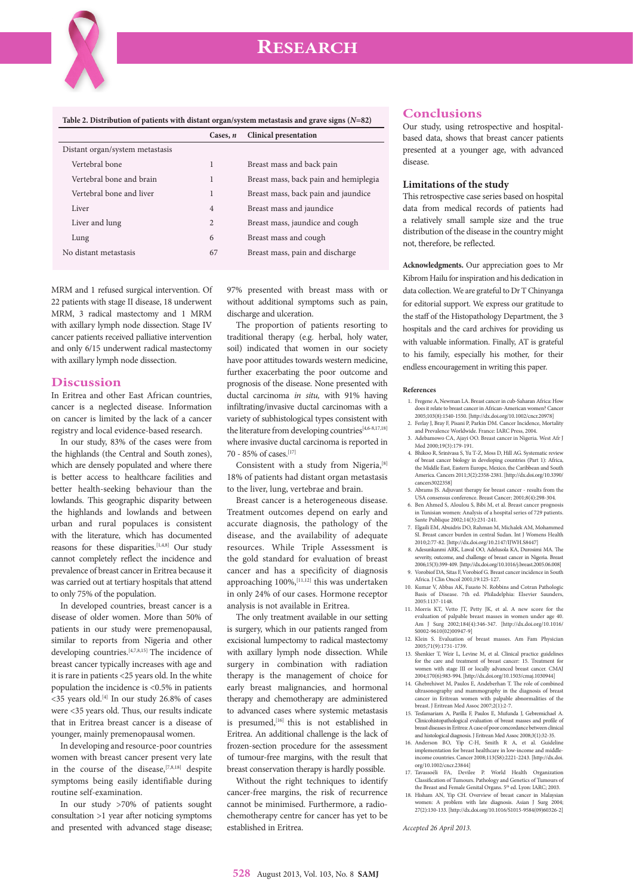**Table 2. Distribution of patients with distant organ/system metastasis and grave signs (*N*=82)**

| | Cases, *n* | Clinical presentation |
|---|---|---|
| Distant organ/system metastasis | | |
| Vertebral bone | 1 | Breast mass and back pain |
| Vertebral bone and brain | 1 | Breast mass, back pain and hemiplegia |
| Vertebral bone and liver | 1 | Breast mass, back pain and jaundice |
| Liver | 4 | Breast mass and jaundice |
| Liver and lung | 2 | Breast mass, jaundice and cough |
| Lung | 6 | Breast mass and cough |
| No distant metastasis | 67 | Breast mass, pain and discharge |

MRM and 1 refused surgical intervention. Of 22 patients with stage II disease, 18 underwent MRM, 3 radical mastectomy and 1 MRM with axillary lymph node dissection. Stage IV cancer patients received palliative intervention and only 6/15 underwent radical mastectomy with axillary lymph node dissection.

## Discussion

In Eritrea and other East African countries, cancer is a neglected disease. Information on cancer is limited by the lack of a cancer registry and local evidence-based research.

In our study, 83% of the cases were from the highlands (the Central and South zones), which are densely populated and where there is better access to healthcare facilities and better health-seeking behaviour than the lowlands. This geographic disparity between the highlands and lowlands and between urban and rural populaces is consistent with the literature, which has documented reasons for these disparities.[1,4,8] Our study cannot completely reflect the incidence and prevalence of breast cancer in Eritrea because it was carried out at tertiary hospitals that attend to only 75% of the population.

In developed countries, breast cancer is a disease of older women. More than 50% of patients in our study were premenopausal, similar to reports from Nigeria and other developing countries.[4,7,8,15] The incidence of breast cancer typically increases with age and it is rare in patients <25 years old. In the white population the incidence is <0.5% in patients <35 years old.[4] In our study 26.8% of cases were <35 years old. Thus, our results indicate that in Eritrea breast cancer is a disease of younger, mainly premenopausal women.

In developing and resource-poor countries women with breast cancer present very late in the course of the disease,[7,8,18] despite symptoms being easily identifiable during routine self-examination.

In our study >70% of patients sought consultation >1 year after noticing symptoms and presented with advanced stage disease; 97% presented with breast mass with or without additional symptoms such as pain, discharge and ulceration.

The proportion of patients resorting to traditional therapy (e.g. herbal, holy water, soil) indicated that women in our society have poor attitudes towards western medicine, further exacerbating the poor outcome and prognosis of the disease. None presented with ductal carcinoma *in situ*, with 91% having infiltrating/invasive ductal carcinomas with a variety of subhistological types consistent with the literature from developing countries[4,6-8,17,18] where invasive ductal carcinoma is reported in 70 - 85% of cases.[17]

Consistent with a study from Nigeria,[8] 18% of patients had distant organ metastasis to the liver, lung, vertebrae and brain.

Breast cancer is a heterogeneous disease. Treatment outcomes depend on early and accurate diagnosis, the pathology of the disease, and the availability of adequate resources. While Triple Assessment is the gold standard for evaluation of breast cancer and has a specificity of diagnosis approaching 100%,[11,12] this was undertaken in only 24% of our cases. Hormone receptor analysis is not available in Eritrea.

The only treatment available in our setting is surgery, which in our patients ranged from excisional lumpectomy to radical mastectomy with axillary lymph node dissection. While surgery in combination with radiation therapy is the management of choice for early breast malignancies, and hormonal therapy and chemotherapy are administered to advanced cases where systemic metastasis is presumed,[16] this is not established in Eritrea. An additional challenge is the lack of frozen-section procedure for the assessment of tumour-free margins, with the result that breast conservation therapy is hardly possible.

Without the right techniques to identify cancer-free margins, the risk of recurrence cannot be minimised. Furthermore, a radio-chemotherapy centre for cancer has yet to be established in Eritrea.

## Conclusions

Our study, using retrospective and hospital-based data, shows that breast cancer patients presented at a younger age, with advanced disease.

### Limitations of the study

This retrospective case series based on hospital data from medical records of patients had a relatively small sample size and the true distribution of the disease in the country might not, therefore, be reflected.

**Acknowledgments.** Our appreciation goes to Mr Kibrom Hailu for inspiration and his dedication in data collection. We are grateful to Dr T Chinyanga for editorial support. We express our gratitude to the staff of the Histopathology Department, the 3 hospitals and the card archives for providing us with valuable information. Finally, AT is grateful to his family, especially his mother, for their endless encouragement in writing this paper.

### References

1. Fregene A, Newman LA. Breast cancer in cub-Saharan Africa: How does it relate to breast cancer in African-American women? Cancer 2005;103(8):1540-1550. [http://dx.doi.org/10.1002/cncr.20978]
2. Ferlay J, Bray F, Pisani P, Parkin DM. Cancer Incidence, Mortality and Prevalence Worldwide. France: IARC Press, 2004.
3. Adebamowo CA, Ajayi OO. Breast cancer in Nigeria. West Afr J Med 2000;19(3):179-191.
4. Bhikoo R, Srinivasa S, Yu T-Z, Moss D, Hill AG. Systematic review of breast cancer biology in developing countries (Part 1): Africa, the Middle East, Eastern Europe, Mexico, the Caribbean and South America. Cancers 2011;3(2):2358-2381. [http://dx.doi.org/10.3390/cancers3022358]
5. Abrams JS. Adjuvant therapy for breast cancer - results from the USA consensus conference. Breast Cancer; 2001;8(4):298-304.
6. Ben Ahmed S, Aloulou S, Bibi M, et al. Breast cancer prognosis in Tunisian women: Analysis of a hospital series of 729 patients. Sante Publique 2002;14(3):231-241.
7. Elgaili EM, Abuidris DO, Rahman M, Michalek AM, Mohammed SI. Breast cancer burden in central Sudan. Int J Womens Health 2010;2:77-82. [http://dx.doi.org/10.2147/IJWH.S8447]
8. Adesunkanmi ARK, Lawal OO, Adelusola KA, Durosimi MA. The severity, outcome, and challenge of breast cancer in Nigeria. Breast 2006;15(3):399-409. [http://dx.doi.org/10.1016/j.breast.2005.06.008]
9. Vorobiof DA, Sitas F, Vorobiof G. Breast cancer incidence in South Africa. J Clin Oncol 2001;19:125-127.
10. Kumar V, Abbas AK, Fausto N. Robbins and Cotran Pathologic Basis of Disease. 7th ed. Philadelphia: Elsevier Saunders, 2005:1137-1148.
11. Morris KT, Vetto JT, Petty JK, et al. A new score for the evaluation of palpable breast masses in women under age 40. Am J Surg 2002;184(4):346-347. [http://dx.doi.org/10.1016/S0002-9610(02)00947-9]
12. Klein S. Evaluation of breast masses. Am Fam Physician 2005;71(9):1731-1739.
13. Shenkier T, Weir L, Levine M, et al. Clinical practice guidelines for the care and treatment of breast cancer: 15. Treatment for women with stage III or locally advanced breast cancer. CMAJ 2004;170(6):983-994. [http://dx.doi.org/10.1503/cmaj.1030944]
14. Ghebrehiwet M, Paulos E, Andeberhan T. The role of combined ultrasonography and mammography in the diagnosis of breast cancer in Eritrean women with palpable abnormalities of the breast. J Eritrean Med Assoc 2007;2(1):2-7.
15. Tesfamariam A, Parilla F, Paulos E, Mufunda J, Gebremichael A. Clinicohistopathological evaluation of breast masses and profile of breast diseases in Eritrea: A case of poor concordance between clinical and histological diagnosis. J Eritrean Med Assoc 2008;3(1):32-35.
16. Anderson BO, Yip C-H, Smith R A, et al. Guideline implementation for breast healthcare in low-income and middle-income countries. Cancer 2008;113(S8):2221-2243. [http://dx.doi.org/10.1002/cncr.23844]
17. Tavassoéli FA, Devilee P. World Health Organization Classification of Tumours. Pathology and Genetics of Tumours of the Breast and Female Genital Organs. 5th ed. Lyon: IARC; 2003.
18. Hisham AN, Yip CH. Overview of breast cancer in Malaysian women: A problem with late diagnosis. Asian J Surg 2004; 27(2):130-133. [http://dx.doi.org/10.1016/S1015-9584(09)60326-2]

*Accepted 26 April 2013.*